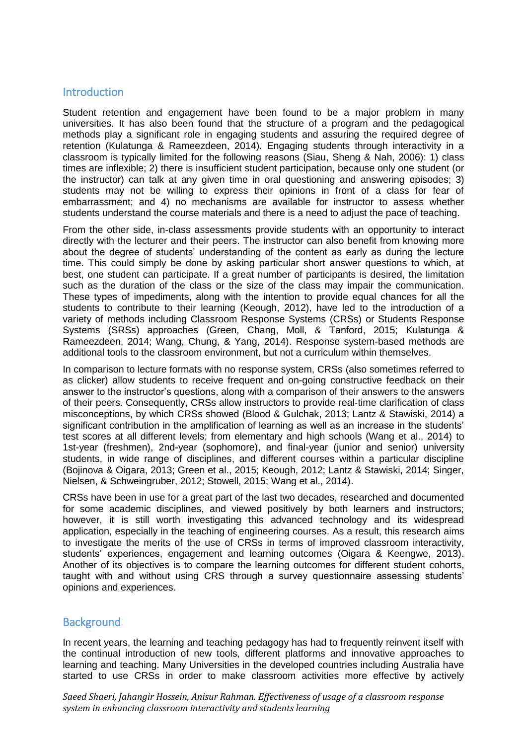## Introduction

Student retention and engagement have been found to be a major problem in many universities. It has also been found that the structure of a program and the pedagogical methods play a significant role in engaging students and assuring the required degree of retention (Kulatunga & Rameezdeen, 2014). Engaging students through interactivity in a classroom is typically limited for the following reasons (Siau, Sheng & Nah, 2006): 1) class times are inflexible; 2) there is insufficient student participation, because only one student (or the instructor) can talk at any given time in oral questioning and answering episodes; 3) students may not be willing to express their opinions in front of a class for fear of embarrassment; and 4) no mechanisms are available for instructor to assess whether students understand the course materials and there is a need to adjust the pace of teaching.

From the other side, in-class assessments provide students with an opportunity to interact directly with the lecturer and their peers. The instructor can also benefit from knowing more about the degree of students' understanding of the content as early as during the lecture time. This could simply be done by asking particular short answer questions to which, at best, one student can participate. If a great number of participants is desired, the limitation such as the duration of the class or the size of the class may impair the communication. These types of impediments, along with the intention to provide equal chances for all the students to contribute to their learning (Keough, 2012), have led to the introduction of a variety of methods including Classroom Response Systems (CRSs) or Students Response Systems (SRSs) approaches (Green, Chang, Moll, & Tanford, 2015; Kulatunga & Rameezdeen, 2014; Wang, Chung, & Yang, 2014). Response system-based methods are additional tools to the classroom environment, but not a curriculum within themselves.

In comparison to lecture formats with no response system, CRSs (also sometimes referred to as clicker) allow students to receive frequent and on-going constructive feedback on their answer to the instructor's questions, along with a comparison of their answers to the answers of their peers. Consequently, CRSs allow instructors to provide real-time clarification of class misconceptions, by which CRSs showed (Blood & Gulchak, 2013; Lantz & Stawiski, 2014) a significant contribution in the amplification of learning as well as an increase in the students' test scores at all different levels; from elementary and high schools (Wang et al., 2014) to 1st-year (freshmen), 2nd-year (sophomore), and final-year (junior and senior) university students, in wide range of disciplines, and different courses within a particular discipline (Bojinova & Oigara, 2013; Green et al., 2015; Keough, 2012; Lantz & Stawiski, 2014; Singer, Nielsen, & Schweingruber, 2012; Stowell, 2015; Wang et al., 2014).

CRSs have been in use for a great part of the last two decades, researched and documented for some academic disciplines, and viewed positively by both learners and instructors; however, it is still worth investigating this advanced technology and its widespread application, especially in the teaching of engineering courses. As a result, this research aims to investigate the merits of the use of CRSs in terms of improved classroom interactivity, students' experiences, engagement and learning outcomes (Oigara & Keengwe, 2013). Another of its objectives is to compare the learning outcomes for different student cohorts, taught with and without using CRS through a survey questionnaire assessing students' opinions and experiences.

## Background

In recent years, the learning and teaching pedagogy has had to frequently reinvent itself with the continual introduction of new tools, different platforms and innovative approaches to learning and teaching. Many Universities in the developed countries including Australia have started to use CRSs in order to make classroom activities more effective by actively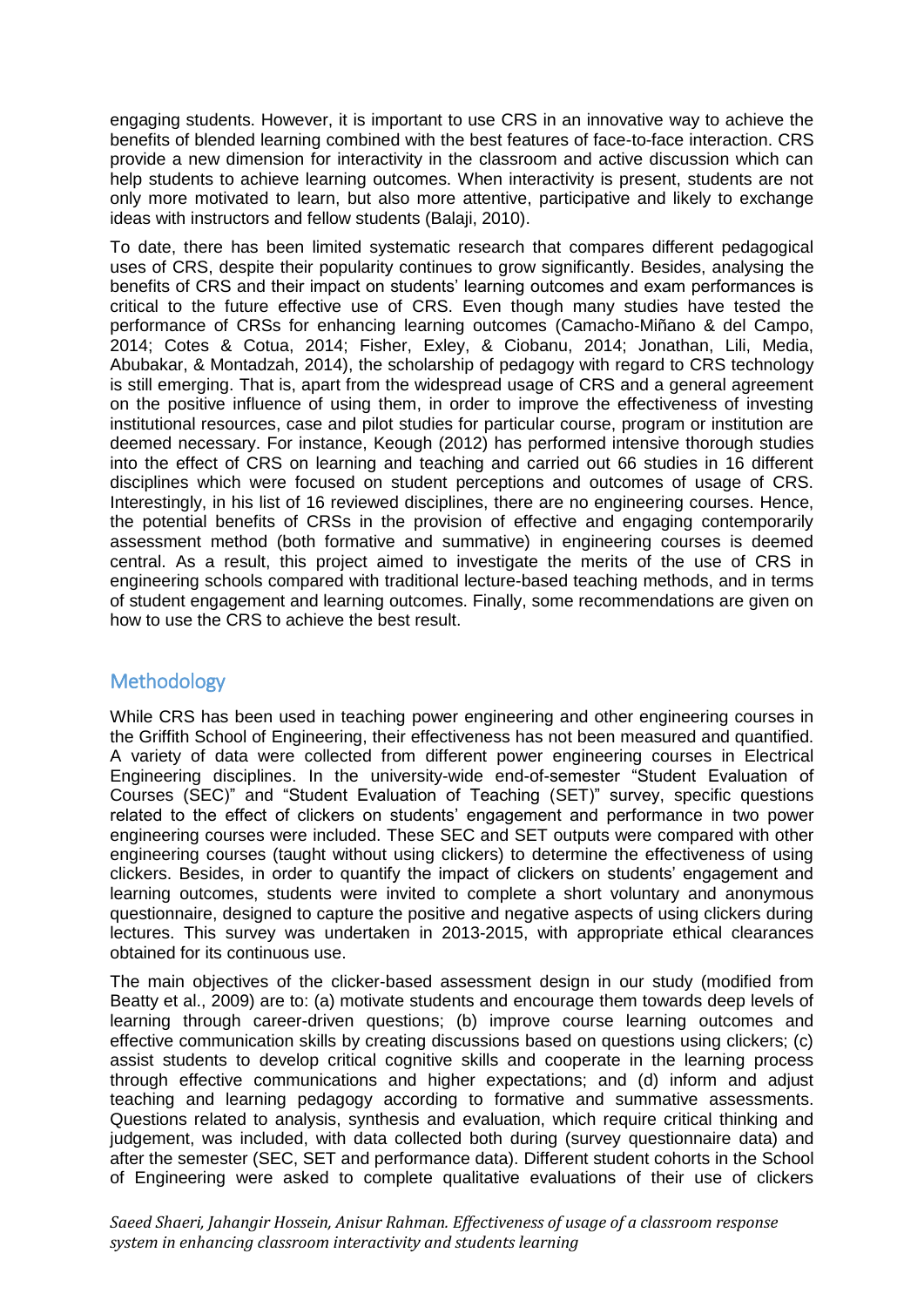engaging students. However, it is important to use CRS in an innovative way to achieve the benefits of blended learning combined with the best features of face-to-face interaction. CRS provide a new dimension for interactivity in the classroom and active discussion which can help students to achieve learning outcomes. When interactivity is present, students are not only more motivated to learn, but also more attentive, participative and likely to exchange ideas with instructors and fellow students (Balaji, 2010).

To date, there has been limited systematic research that compares different pedagogical uses of CRS, despite their popularity continues to grow significantly. Besides, analysing the benefits of CRS and their impact on students' learning outcomes and exam performances is critical to the future effective use of CRS. Even though many studies have tested the performance of CRSs for enhancing learning outcomes (Camacho-Miñano & del Campo, 2014; Cotes & Cotua, 2014; Fisher, Exley, & Ciobanu, 2014; Jonathan, Lili, Media, Abubakar, & Montadzah, 2014), the scholarship of pedagogy with regard to CRS technology is still emerging. That is, apart from the widespread usage of CRS and a general agreement on the positive influence of using them, in order to improve the effectiveness of investing institutional resources, case and pilot studies for particular course, program or institution are deemed necessary. For instance, Keough (2012) has performed intensive thorough studies into the effect of CRS on learning and teaching and carried out 66 studies in 16 different disciplines which were focused on student perceptions and outcomes of usage of CRS. Interestingly, in his list of 16 reviewed disciplines, there are no engineering courses. Hence, the potential benefits of CRSs in the provision of effective and engaging contemporarily assessment method (both formative and summative) in engineering courses is deemed central. As a result, this project aimed to investigate the merits of the use of CRS in engineering schools compared with traditional lecture-based teaching methods, and in terms of student engagement and learning outcomes. Finally, some recommendations are given on how to use the CRS to achieve the best result.

## Methodology

While CRS has been used in teaching power engineering and other engineering courses in the Griffith School of Engineering, their effectiveness has not been measured and quantified. A variety of data were collected from different power engineering courses in Electrical Engineering disciplines. In the university-wide end-of-semester "Student Evaluation of Courses (SEC)" and "Student Evaluation of Teaching (SET)" survey, specific questions related to the effect of clickers on students' engagement and performance in two power engineering courses were included. These SEC and SET outputs were compared with other engineering courses (taught without using clickers) to determine the effectiveness of using clickers. Besides, in order to quantify the impact of clickers on students' engagement and learning outcomes, students were invited to complete a short voluntary and anonymous questionnaire, designed to capture the positive and negative aspects of using clickers during lectures. This survey was undertaken in 2013-2015, with appropriate ethical clearances obtained for its continuous use.

The main objectives of the clicker-based assessment design in our study (modified from Beatty et al., 2009) are to: (a) motivate students and encourage them towards deep levels of learning through career-driven questions; (b) improve course learning outcomes and effective communication skills by creating discussions based on questions using clickers; (c) assist students to develop critical cognitive skills and cooperate in the learning process through effective communications and higher expectations; and (d) inform and adjust teaching and learning pedagogy according to formative and summative assessments. Questions related to analysis, synthesis and evaluation, which require critical thinking and judgement, was included, with data collected both during (survey questionnaire data) and after the semester (SEC, SET and performance data). Different student cohorts in the School of Engineering were asked to complete qualitative evaluations of their use of clickers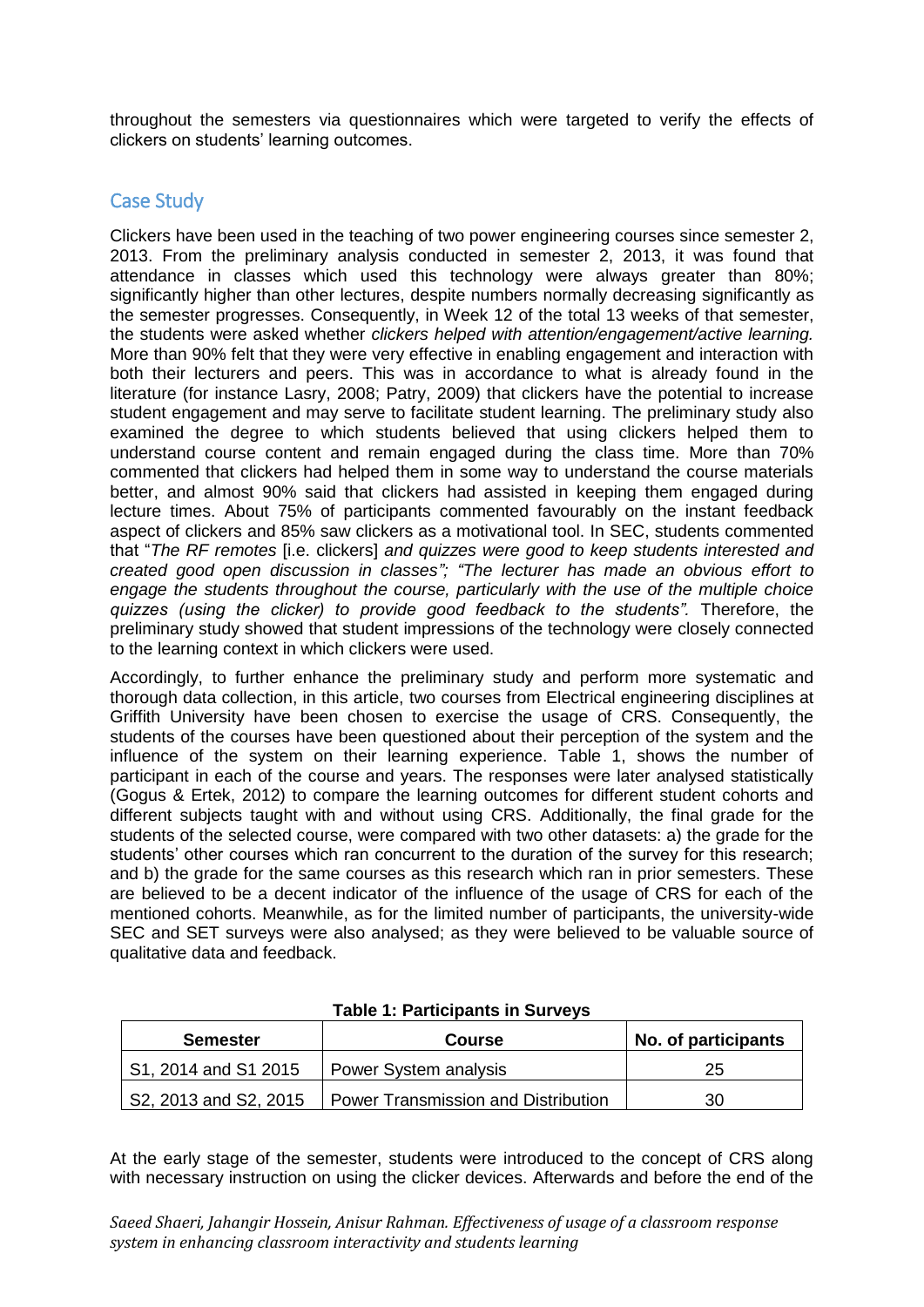throughout the semesters via questionnaires which were targeted to verify the effects of clickers on students' learning outcomes.

## Case Study

Clickers have been used in the teaching of two power engineering courses since semester 2, 2013. From the preliminary analysis conducted in semester 2, 2013, it was found that attendance in classes which used this technology were always greater than 80%; significantly higher than other lectures, despite numbers normally decreasing significantly as the semester progresses. Consequently, in Week 12 of the total 13 weeks of that semester, the students were asked whether *clickers helped with attention/engagement/active learning.* More than 90% felt that they were very effective in enabling engagement and interaction with both their lecturers and peers. This was in accordance to what is already found in the literature (for instance Lasry, 2008; Patry, 2009) that clickers have the potential to increase student engagement and may serve to facilitate student learning. The preliminary study also examined the degree to which students believed that using clickers helped them to understand course content and remain engaged during the class time. More than 70% commented that clickers had helped them in some way to understand the course materials better, and almost 90% said that clickers had assisted in keeping them engaged during lecture times. About 75% of participants commented favourably on the instant feedback aspect of clickers and 85% saw clickers as a motivational tool. In SEC, students commented that "*The RF remotes* [i.e. clickers] *and quizzes were good to keep students interested and created good open discussion in classes"; "The lecturer has made an obvious effort to engage the students throughout the course, particularly with the use of the multiple choice quizzes (using the clicker) to provide good feedback to the students".* Therefore, the preliminary study showed that student impressions of the technology were closely connected to the learning context in which clickers were used.

Accordingly, to further enhance the preliminary study and perform more systematic and thorough data collection, in this article, two courses from Electrical engineering disciplines at Griffith University have been chosen to exercise the usage of CRS. Consequently, the students of the courses have been questioned about their perception of the system and the influence of the system on their learning experience. Table 1, shows the number of participant in each of the course and years. The responses were later analysed statistically (Gogus & Ertek, 2012) to compare the learning outcomes for different student cohorts and different subjects taught with and without using CRS. Additionally, the final grade for the students of the selected course, were compared with two other datasets: a) the grade for the students' other courses which ran concurrent to the duration of the survey for this research; and b) the grade for the same courses as this research which ran in prior semesters. These are believed to be a decent indicator of the influence of the usage of CRS for each of the mentioned cohorts. Meanwhile, as for the limited number of participants, the university-wide SEC and SET surveys were also analysed; as they were believed to be valuable source of qualitative data and feedback.

**Table 1: Participants in Surveys**

| Semester | Course | No. of participants |
|---|---|---|
| S1, 2014 and S1 2015 | Power System analysis | 25 |
| S2, 2013 and S2, 2015 | Power Transmission and Distribution | 30 |

At the early stage of the semester, students were introduced to the concept of CRS along with necessary instruction on using the clicker devices. Afterwards and before the end of the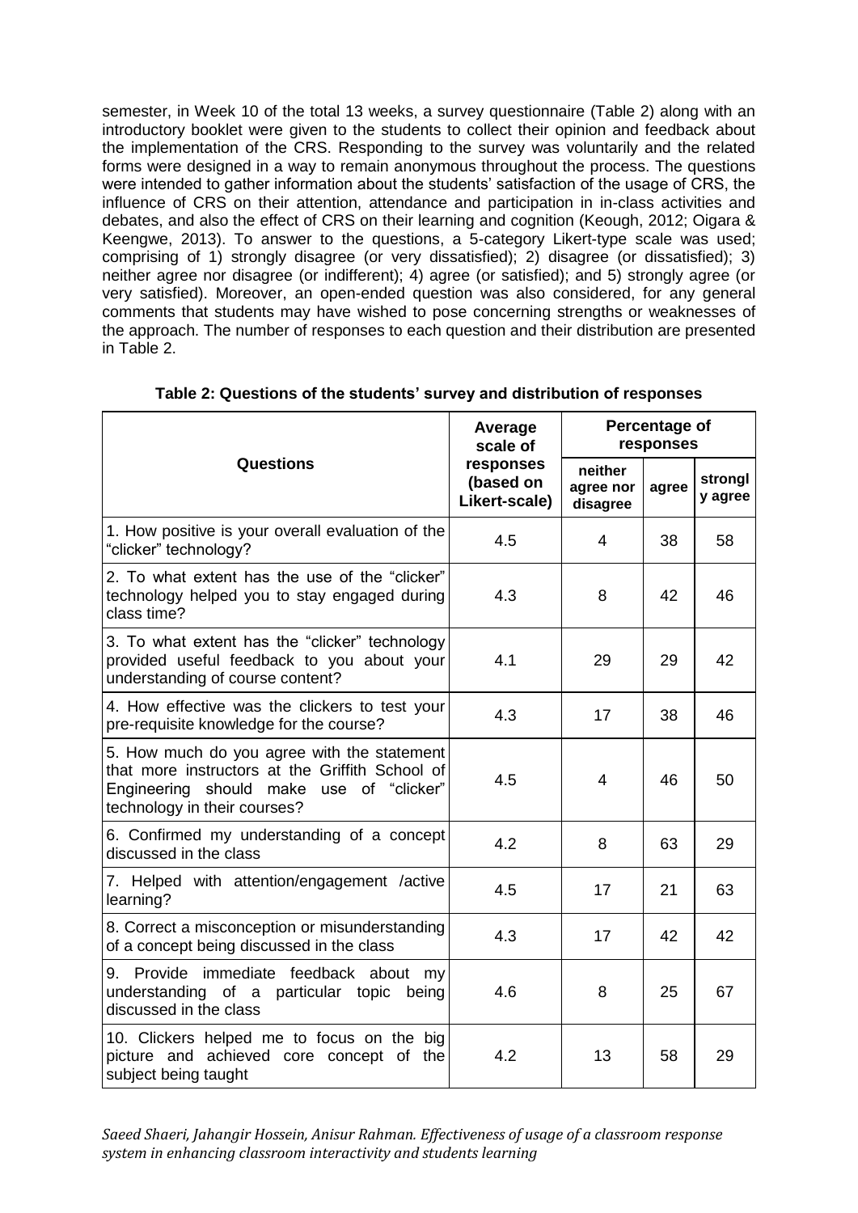semester, in Week 10 of the total 13 weeks, a survey questionnaire (Table 2) along with an introductory booklet were given to the students to collect their opinion and feedback about the implementation of the CRS. Responding to the survey was voluntarily and the related forms were designed in a way to remain anonymous throughout the process. The questions were intended to gather information about the students' satisfaction of the usage of CRS, the influence of CRS on their attention, attendance and participation in in-class activities and debates, and also the effect of CRS on their learning and cognition (Keough, 2012; Oigara & Keengwe, 2013). To answer to the questions, a 5-category Likert-type scale was used; comprising of 1) strongly disagree (or very dissatisfied); 2) disagree (or dissatisfied); 3) neither agree nor disagree (or indifferent); 4) agree (or satisfied); and 5) strongly agree (or very satisfied). Moreover, an open-ended question was also considered, for any general comments that students may have wished to pose concerning strengths or weaknesses of the approach. The number of responses to each question and their distribution are presented in Table 2.

**Table 2: Questions of the students' survey and distribution of responses**

| Questions | Average scale of responses (based on Likert-scale) | Percentage of responses | | |
|---|---|---|---|---|
| | | neither agree nor disagree | agree | strongly agree |
| 1. How positive is your overall evaluation of the "clicker" technology? | 4.5 | 4 | 38 | 58 |
| 2. To what extent has the use of the "clicker" technology helped you to stay engaged during class time? | 4.3 | 8 | 42 | 46 |
| 3. To what extent has the "clicker" technology provided useful feedback to you about your understanding of course content? | 4.1 | 29 | 29 | 42 |
| 4. How effective was the clickers to test your pre-requisite knowledge for the course? | 4.3 | 17 | 38 | 46 |
| 5. How much do you agree with the statement that more instructors at the Griffith School of Engineering should make use of "clicker" technology in their courses? | 4.5 | 4 | 46 | 50 |
| 6. Confirmed my understanding of a concept discussed in the class | 4.2 | 8 | 63 | 29 |
| 7. Helped with attention/engagement /active learning? | 4.5 | 17 | 21 | 63 |
| 8. Correct a misconception or misunderstanding of a concept being discussed in the class | 4.3 | 17 | 42 | 42 |
| 9. Provide immediate feedback about my understanding of a particular topic being discussed in the class | 4.6 | 8 | 25 | 67 |
| 10. Clickers helped me to focus on the big picture and achieved core concept of the subject being taught | 4.2 | 13 | 58 | 29 |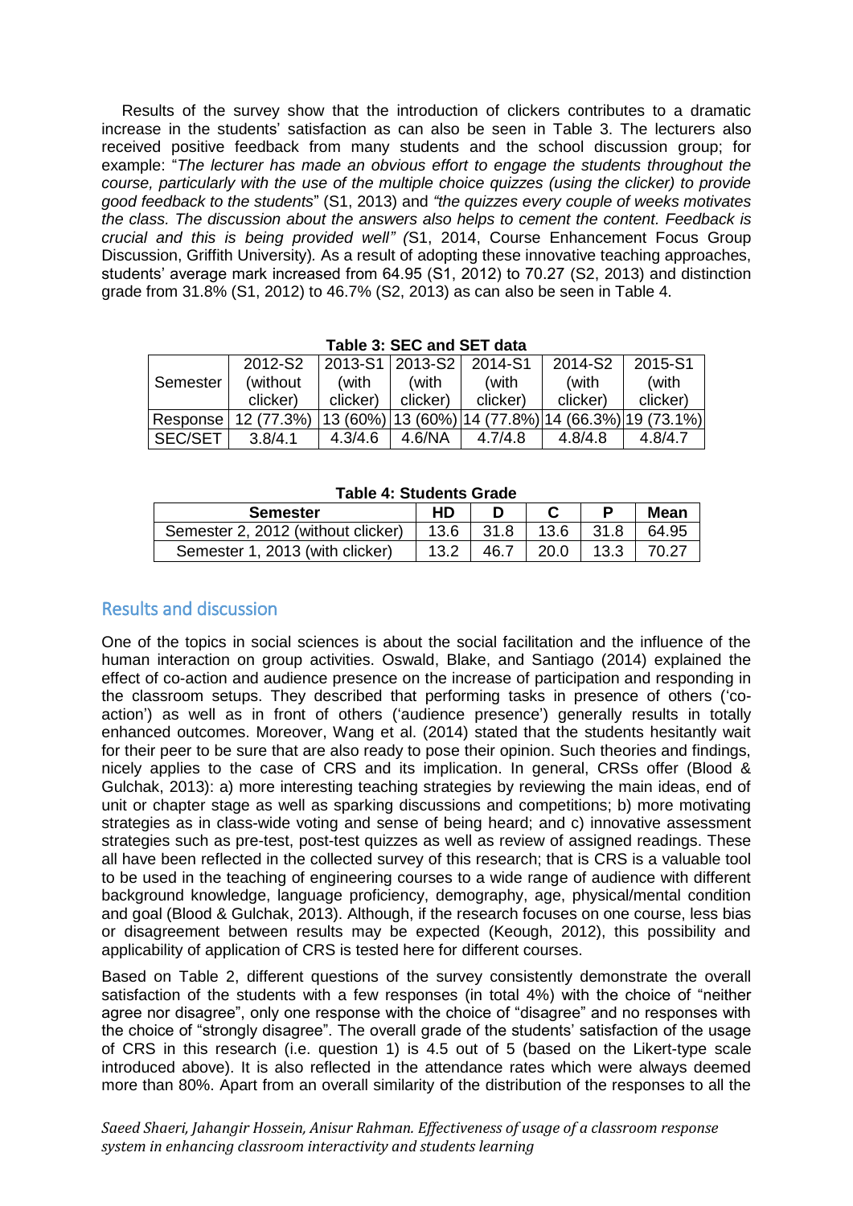Results of the survey show that the introduction of clickers contributes to a dramatic increase in the students' satisfaction as can also be seen in Table 3. The lecturers also received positive feedback from many students and the school discussion group; for example: "*The lecturer has made an obvious effort to engage the students throughout the course, particularly with the use of the multiple choice quizzes (using the clicker) to provide good feedback to the students*" (S1, 2013) and *"the quizzes every couple of weeks motivates the class. The discussion about the answers also helps to cement the content. Feedback is crucial and this is being provided well" (*S1, 2014, Course Enhancement Focus Group Discussion, Griffith University). As a result of adopting these innovative teaching approaches, students' average mark increased from 64.95 (S1, 2012) to 70.27 (S2, 2013) and distinction grade from 31.8% (S1, 2012) to 46.7% (S2, 2013) as can also be seen in Table 4.

**Table 3: SEC and SET data**

| Semester | 2012-S2 (without clicker) | 2013-S1 (with clicker) | 2013-S2 (with clicker) | 2014-S1 (with clicker) | 2014-S2 (with clicker) | 2015-S1 (with clicker) |
|---|---|---|---|---|---|---|
| Response | 12 (77.3%) | 13 (60%) | 13 (60%) | 14 (77.8%) | 14 (66.3%) | 19 (73.1%) |
| SEC/SET | 3.8/4.1 | 4.3/4.6 | 4.6/NA | 4.7/4.8 | 4.8/4.8 | 4.8/4.7 |

**Table 4: Students Grade**

| Semester | HD | D | C | P | Mean |
|---|---|---|---|---|---|
| Semester 2, 2012 (without clicker) | 13.6 | 31.8 | 13.6 | 31.8 | 64.95 |
| Semester 1, 2013 (with clicker) | 13.2 | 46.7 | 20.0 | 13.3 | 70.27 |

## Results and discussion

One of the topics in social sciences is about the social facilitation and the influence of the human interaction on group activities. Oswald, Blake, and Santiago (2014) explained the effect of co-action and audience presence on the increase of participation and responding in the classroom setups. They described that performing tasks in presence of others ('co-action') as well as in front of others ('audience presence') generally results in totally enhanced outcomes. Moreover, Wang et al. (2014) stated that the students hesitantly wait for their peer to be sure that are also ready to pose their opinion. Such theories and findings, nicely applies to the case of CRS and its implication. In general, CRSs offer (Blood & Gulchak, 2013): a) more interesting teaching strategies by reviewing the main ideas, end of unit or chapter stage as well as sparking discussions and competitions; b) more motivating strategies as in class-wide voting and sense of being heard; and c) innovative assessment strategies such as pre-test, post-test quizzes as well as review of assigned readings. These all have been reflected in the collected survey of this research; that is CRS is a valuable tool to be used in the teaching of engineering courses to a wide range of audience with different background knowledge, language proficiency, demography, age, physical/mental condition and goal (Blood & Gulchak, 2013). Although, if the research focuses on one course, less bias or disagreement between results may be expected (Keough, 2012), this possibility and applicability of application of CRS is tested here for different courses.

Based on Table 2, different questions of the survey consistently demonstrate the overall satisfaction of the students with a few responses (in total 4%) with the choice of "neither agree nor disagree", only one response with the choice of "disagree" and no responses with the choice of "strongly disagree". The overall grade of the students' satisfaction of the usage of CRS in this research (i.e. question 1) is 4.5 out of 5 (based on the Likert-type scale introduced above). It is also reflected in the attendance rates which were always deemed more than 80%. Apart from an overall similarity of the distribution of the responses to all the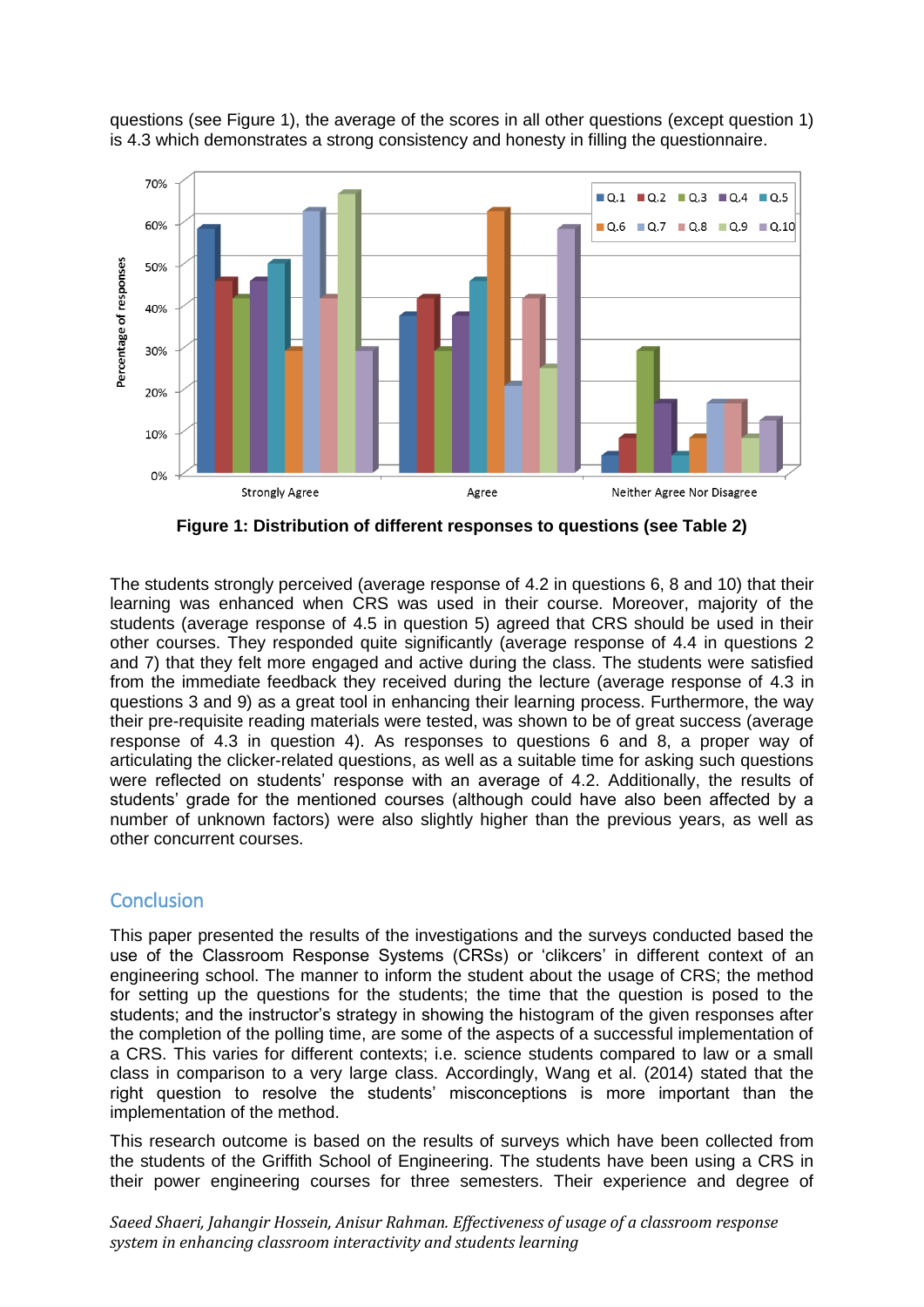questions (see Figure 1), the average of the scores in all other questions (except question 1) is 4.3 which demonstrates a strong consistency and honesty in filling the questionnaire.

**Figure 1: Distribution of different responses to questions (see Table 2)**

The students strongly perceived (average response of 4.2 in questions 6, 8 and 10) that their learning was enhanced when CRS was used in their course. Moreover, majority of the students (average response of 4.5 in question 5) agreed that CRS should be used in their other courses. They responded quite significantly (average response of 4.4 in questions 2 and 7) that they felt more engaged and active during the class. The students were satisfied from the immediate feedback they received during the lecture (average response of 4.3 in questions 3 and 9) as a great tool in enhancing their learning process. Furthermore, the way their pre-requisite reading materials were tested, was shown to be of great success (average response of 4.3 in question 4). As responses to questions 6 and 8, a proper way of articulating the clicker-related questions, as well as a suitable time for asking such questions were reflected on students' response with an average of 4.2. Additionally, the results of students' grade for the mentioned courses (although could have also been affected by a number of unknown factors) were also slightly higher than the previous years, as well as other concurrent courses.

## Conclusion

This paper presented the results of the investigations and the surveys conducted based the use of the Classroom Response Systems (CRSs) or 'clikcers' in different context of an engineering school. The manner to inform the student about the usage of CRS; the method for setting up the questions for the students; the time that the question is posed to the students; and the instructor's strategy in showing the histogram of the given responses after the completion of the polling time, are some of the aspects of a successful implementation of a CRS. This varies for different contexts; i.e. science students compared to law or a small class in comparison to a very large class. Accordingly, Wang et al. (2014) stated that the right question to resolve the students' misconceptions is more important than the implementation of the method.

This research outcome is based on the results of surveys which have been collected from the students of the Griffith School of Engineering. The students have been using a CRS in their power engineering courses for three semesters. Their experience and degree of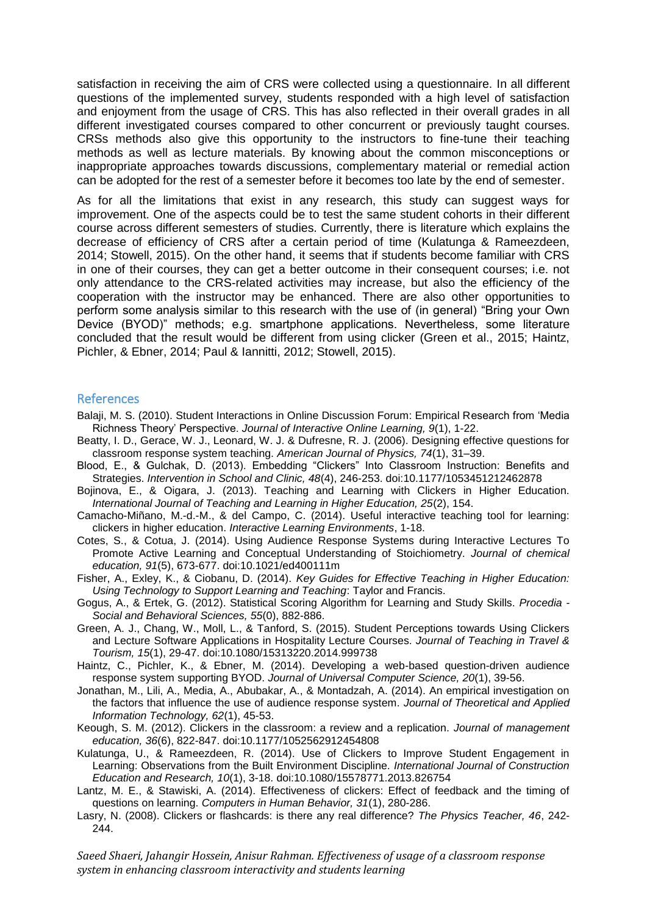satisfaction in receiving the aim of CRS were collected using a questionnaire. In all different questions of the implemented survey, students responded with a high level of satisfaction and enjoyment from the usage of CRS. This has also reflected in their overall grades in all different investigated courses compared to other concurrent or previously taught courses. CRSs methods also give this opportunity to the instructors to fine-tune their teaching methods as well as lecture materials. By knowing about the common misconceptions or inappropriate approaches towards discussions, complementary material or remedial action can be adopted for the rest of a semester before it becomes too late by the end of semester.

As for all the limitations that exist in any research, this study can suggest ways for improvement. One of the aspects could be to test the same student cohorts in their different course across different semesters of studies. Currently, there is literature which explains the decrease of efficiency of CRS after a certain period of time (Kulatunga & Rameezdeen, 2014; Stowell, 2015). On the other hand, it seems that if students become familiar with CRS in one of their courses, they can get a better outcome in their consequent courses; i.e. not only attendance to the CRS-related activities may increase, but also the efficiency of the cooperation with the instructor may be enhanced. There are also other opportunities to perform some analysis similar to this research with the use of (in general) "Bring your Own Device (BYOD)" methods; e.g. smartphone applications. Nevertheless, some literature concluded that the result would be different from using clicker (Green et al., 2015; Haintz, Pichler, & Ebner, 2014; Paul & Iannitti, 2012; Stowell, 2015).

## References

Balaji, M. S. (2010). Student Interactions in Online Discussion Forum: Empirical Research from 'Media Richness Theory' Perspective. *Journal of Interactive Online Learning, 9*(1), 1-22.

Beatty, I. D., Gerace, W. J., Leonard, W. J. & Dufresne, R. J. (2006). Designing effective questions for classroom response system teaching. *American Journal of Physics, 74*(1), 31–39.

Blood, E., & Gulchak, D. (2013). Embedding "Clickers" Into Classroom Instruction: Benefits and Strategies. *Intervention in School and Clinic, 48*(4), 246-253. doi:10.1177/1053451212462878

Bojinova, E., & Oigara, J. (2013). Teaching and Learning with Clickers in Higher Education. *International Journal of Teaching and Learning in Higher Education, 25*(2), 154.

Camacho-Miñano, M.-d.-M., & del Campo, C. (2014). Useful interactive teaching tool for learning: clickers in higher education. *Interactive Learning Environments*, 1-18.

Cotes, S., & Cotua, J. (2014). Using Audience Response Systems during Interactive Lectures To Promote Active Learning and Conceptual Understanding of Stoichiometry. *Journal of chemical education, 91*(5), 673-677. doi:10.1021/ed400111m

Fisher, A., Exley, K., & Ciobanu, D. (2014). *Key Guides for Effective Teaching in Higher Education: Using Technology to Support Learning and Teaching*: Taylor and Francis.

Gogus, A., & Ertek, G. (2012). Statistical Scoring Algorithm for Learning and Study Skills. *Procedia - Social and Behavioral Sciences, 55*(0), 882-886.

Green, A. J., Chang, W., Moll, L., & Tanford, S. (2015). Student Perceptions towards Using Clickers and Lecture Software Applications in Hospitality Lecture Courses. *Journal of Teaching in Travel & Tourism, 15*(1), 29-47. doi:10.1080/15313220.2014.999738

Haintz, C., Pichler, K., & Ebner, M. (2014). Developing a web-based question-driven audience response system supporting BYOD. *Journal of Universal Computer Science, 20*(1), 39-56.

Jonathan, M., Lili, A., Media, A., Abubakar, A., & Montadzah, A. (2014). An empirical investigation on the factors that influence the use of audience response system. *Journal of Theoretical and Applied Information Technology, 62*(1), 45-53.

Keough, S. M. (2012). Clickers in the classroom: a review and a replication. *Journal of management education, 36*(6), 822-847. doi:10.1177/1052562912454808

Kulatunga, U., & Rameezdeen, R. (2014). Use of Clickers to Improve Student Engagement in Learning: Observations from the Built Environment Discipline. *International Journal of Construction Education and Research, 10*(1), 3-18. doi:10.1080/15578771.2013.826754

Lantz, M. E., & Stawiski, A. (2014). Effectiveness of clickers: Effect of feedback and the timing of questions on learning. *Computers in Human Behavior, 31*(1), 280-286.

Lasry, N. (2008). Clickers or flashcards: is there any real difference? *The Physics Teacher, 46*, 242-244.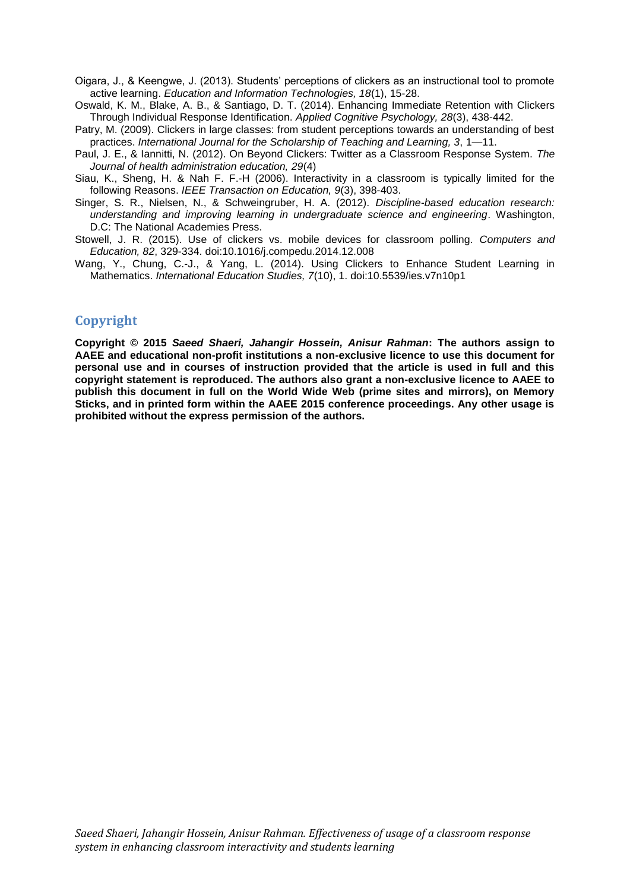Oigara, J., & Keengwe, J. (2013). Students' perceptions of clickers as an instructional tool to promote active learning. *Education and Information Technologies, 18*(1), 15-28.

Oswald, K. M., Blake, A. B., & Santiago, D. T. (2014). Enhancing Immediate Retention with Clickers Through Individual Response Identification. *Applied Cognitive Psychology, 28*(3), 438-442.

Patry, M. (2009). Clickers in large classes: from student perceptions towards an understanding of best practices. *International Journal for the Scholarship of Teaching and Learning, 3*, 1—11.

Paul, J. E., & Iannitti, N. (2012). On Beyond Clickers: Twitter as a Classroom Response System. *The Journal of health administration education, 29*(4)

Siau, K., Sheng, H. & Nah F. F.-H (2006). Interactivity in a classroom is typically limited for the following Reasons. *IEEE Transaction on Education, 9*(3), 398-403.

Singer, S. R., Nielsen, N., & Schweingruber, H. A. (2012). *Discipline-based education research: understanding and improving learning in undergraduate science and engineering*. Washington, D.C: The National Academies Press.

Stowell, J. R. (2015). Use of clickers vs. mobile devices for classroom polling. *Computers and Education, 82*, 329-334. doi:10.1016/j.compedu.2014.12.008

Wang, Y., Chung, C.-J., & Yang, L. (2014). Using Clickers to Enhance Student Learning in Mathematics. *International Education Studies, 7*(10), 1. doi:10.5539/ies.v7n10p1

## Copyright

**Copyright © 2015 *Saeed Shaeri, Jahangir Hossein, Anisur Rahman*: The authors assign to AAEE and educational non-profit institutions a non-exclusive licence to use this document for personal use and in courses of instruction provided that the article is used in full and this copyright statement is reproduced. The authors also grant a non-exclusive licence to AAEE to publish this document in full on the World Wide Web (prime sites and mirrors), on Memory Sticks, and in printed form within the AAEE 2015 conference proceedings. Any other usage is prohibited without the express permission of the authors.**